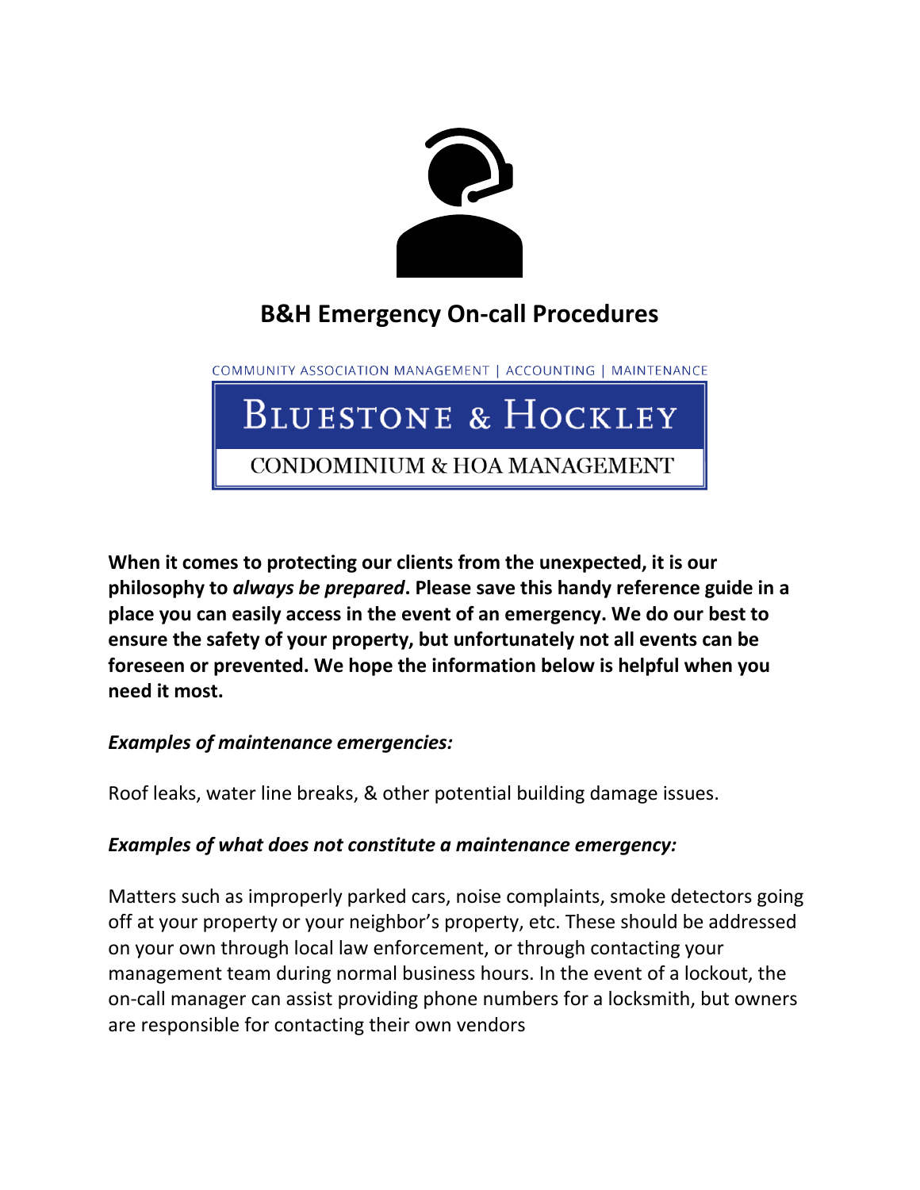# B&H Emergency On-call Procedures

COMMUNITY ASSOCIATION MANAGEMENT | ACCOUNTING | MAINTENANCE

BLUESTONE & HOCKLEY

CONDOMINIUM & HOA MANAGEMENT

**When it comes to protecting our clients from the unexpected, it is our philosophy to *always be prepared*. Please save this handy reference guide in a place you can easily access in the event of an emergency. We do our best to ensure the safety of your property, but unfortunately not all events can be foreseen or prevented. We hope the information below is helpful when you need it most.**

***Examples of maintenance emergencies:***

Roof leaks, water line breaks, & other potential building damage issues.

***Examples of what does not constitute a maintenance emergency:***

Matters such as improperly parked cars, noise complaints, smoke detectors going off at your property or your neighbor's property, etc. These should be addressed on your own through local law enforcement, or through contacting your management team during normal business hours. In the event of a lockout, the on-call manager can assist providing phone numbers for a locksmith, but owners are responsible for contacting their own vendors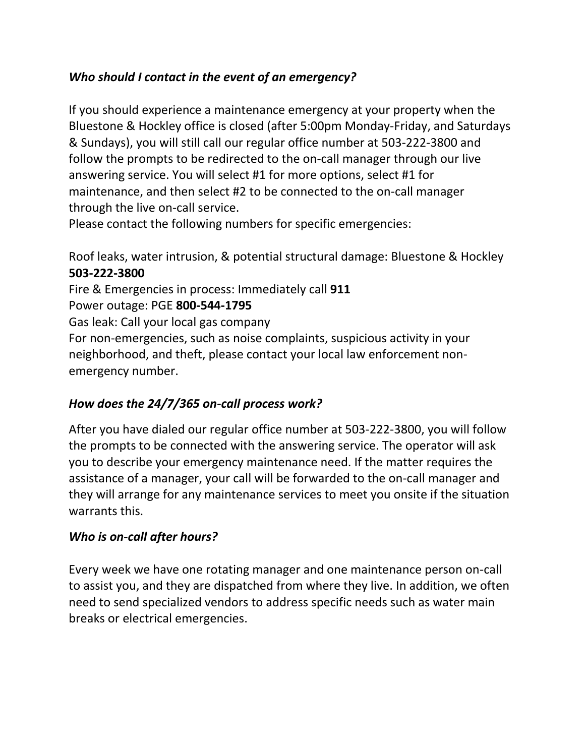### *Who should I contact in the event of an emergency?*

If you should experience a maintenance emergency at your property when the Bluestone & Hockley office is closed (after 5:00pm Monday-Friday, and Saturdays & Sundays), you will still call our regular office number at 503-222-3800 and follow the prompts to be redirected to the on-call manager through our live answering service. You will select #1 for more options, select #1 for maintenance, and then select #2 to be connected to the on-call manager through the live on-call service.
Please contact the following numbers for specific emergencies:

Roof leaks, water intrusion, & potential structural damage: Bluestone & Hockley **503-222-3800**
Fire & Emergencies in process: Immediately call **911**
Power outage: PGE **800-544-1795**
Gas leak: Call your local gas company
For non-emergencies, such as noise complaints, suspicious activity in your neighborhood, and theft, please contact your local law enforcement non-emergency number.

### *How does the 24/7/365 on-call process work?*

After you have dialed our regular office number at 503-222-3800, you will follow the prompts to be connected with the answering service. The operator will ask you to describe your emergency maintenance need. If the matter requires the assistance of a manager, your call will be forwarded to the on-call manager and they will arrange for any maintenance services to meet you onsite if the situation warrants this.

### *Who is on-call after hours?*

Every week we have one rotating manager and one maintenance person on-call to assist you, and they are dispatched from where they live. In addition, we often need to send specialized vendors to address specific needs such as water main breaks or electrical emergencies.